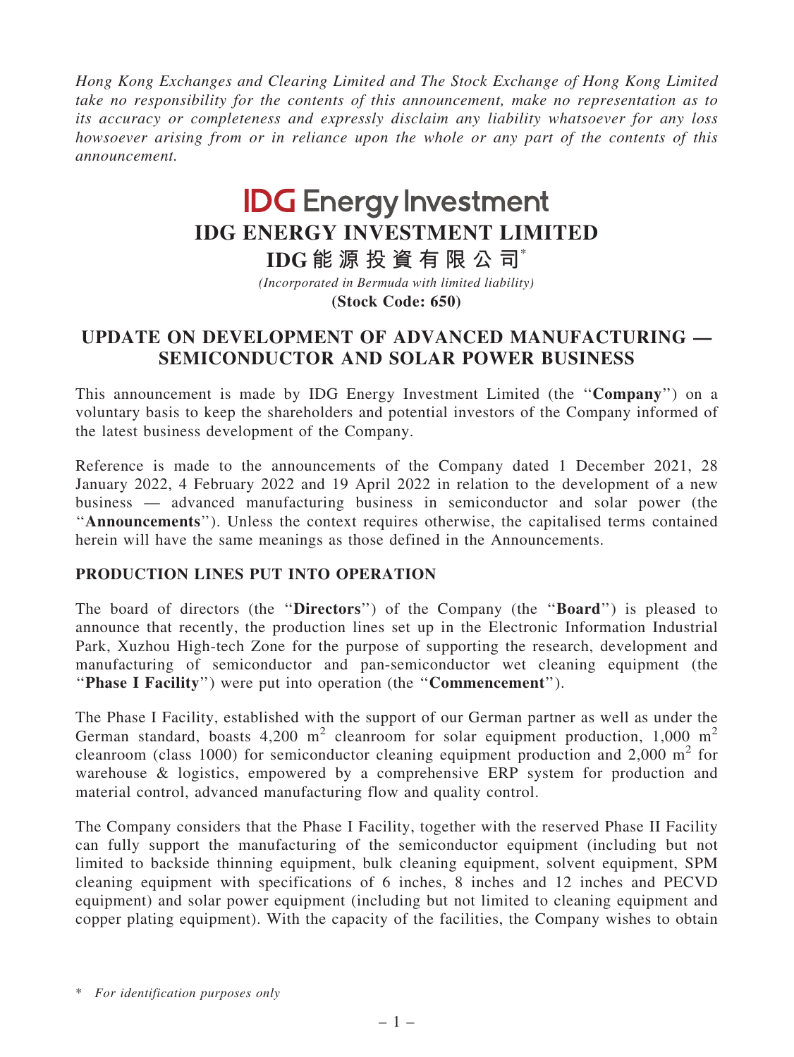*Hong Kong Exchanges and Clearing Limited and The Stock Exchange of Hong Kong Limited take no responsibility for the contents of this announcement, make no representation as to its accuracy or completeness and expressly disclaim any liability whatsoever for any loss howsoever arising from or in reliance upon the whole or any part of the contents of this announcement.*

**IDG Energy Investment**

# IDG ENERGY INVESTMENT LIMITED

# IDG能源投資有限公司*

*(Incorporated in Bermuda with limited liability)*

**(Stock Code: 650)**

## UPDATE ON DEVELOPMENT OF ADVANCED MANUFACTURING — SEMICONDUCTOR AND SOLAR POWER BUSINESS

This announcement is made by IDG Energy Investment Limited (the "**Company**") on a voluntary basis to keep the shareholders and potential investors of the Company informed of the latest business development of the Company.

Reference is made to the announcements of the Company dated 1 December 2021, 28 January 2022, 4 February 2022 and 19 April 2022 in relation to the development of a new business — advanced manufacturing business in semiconductor and solar power (the "**Announcements**"). Unless the context requires otherwise, the capitalised terms contained herein will have the same meanings as those defined in the Announcements.

### PRODUCTION LINES PUT INTO OPERATION

The board of directors (the "**Directors**") of the Company (the "**Board**") is pleased to announce that recently, the production lines set up in the Electronic Information Industrial Park, Xuzhou High-tech Zone for the purpose of supporting the research, development and manufacturing of semiconductor and pan-semiconductor wet cleaning equipment (the "**Phase I Facility**") were put into operation (the "**Commencement**").

The Phase I Facility, established with the support of our German partner as well as under the German standard, boasts 4,200 $m^2$ cleanroom for solar equipment production, 1,000 $m^2$ cleanroom (class 1000) for semiconductor cleaning equipment production and 2,000 $m^2$ for warehouse & logistics, empowered by a comprehensive ERP system for production and material control, advanced manufacturing flow and quality control.

The Company considers that the Phase I Facility, together with the reserved Phase II Facility can fully support the manufacturing of the semiconductor equipment (including but not limited to backside thinning equipment, bulk cleaning equipment, solvent equipment, SPM cleaning equipment with specifications of 6 inches, 8 inches and 12 inches and PECVD equipment) and solar power equipment (including but not limited to cleaning equipment and copper plating equipment). With the capacity of the facilities, the Company wishes to obtain

\* *For identification purposes only*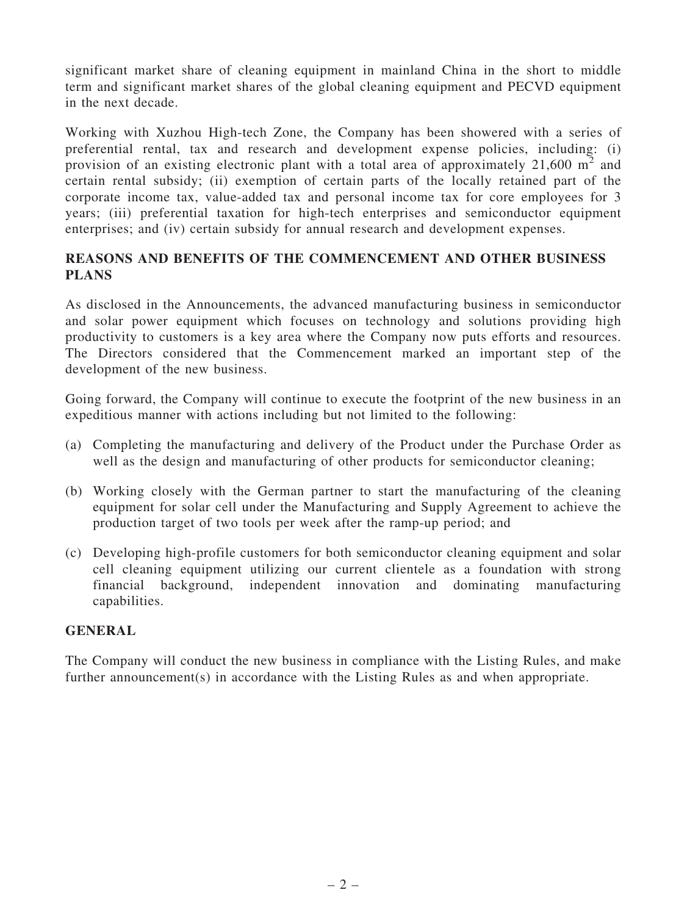significant market share of cleaning equipment in mainland China in the short to middle term and significant market shares of the global cleaning equipment and PECVD equipment in the next decade.

Working with Xuzhou High-tech Zone, the Company has been showered with a series of preferential rental, tax and research and development expense policies, including: (i) provision of an existing electronic plant with a total area of approximately 21,600 $m^2$ and certain rental subsidy; (ii) exemption of certain parts of the locally retained part of the corporate income tax, value-added tax and personal income tax for core employees for 3 years; (iii) preferential taxation for high-tech enterprises and semiconductor equipment enterprises; and (iv) certain subsidy for annual research and development expenses.

## REASONS AND BENEFITS OF THE COMMENCEMENT AND OTHER BUSINESS PLANS

As disclosed in the Announcements, the advanced manufacturing business in semiconductor and solar power equipment which focuses on technology and solutions providing high productivity to customers is a key area where the Company now puts efforts and resources. The Directors considered that the Commencement marked an important step of the development of the new business.

Going forward, the Company will continue to execute the footprint of the new business in an expeditious manner with actions including but not limited to the following:

(a) Completing the manufacturing and delivery of the Product under the Purchase Order as well as the design and manufacturing of other products for semiconductor cleaning;

(b) Working closely with the German partner to start the manufacturing of the cleaning equipment for solar cell under the Manufacturing and Supply Agreement to achieve the production target of two tools per week after the ramp-up period; and

(c) Developing high-profile customers for both semiconductor cleaning equipment and solar cell cleaning equipment utilizing our current clientele as a foundation with strong financial background, independent innovation and dominating manufacturing capabilities.

## GENERAL

The Company will conduct the new business in compliance with the Listing Rules, and make further announcement(s) in accordance with the Listing Rules as and when appropriate.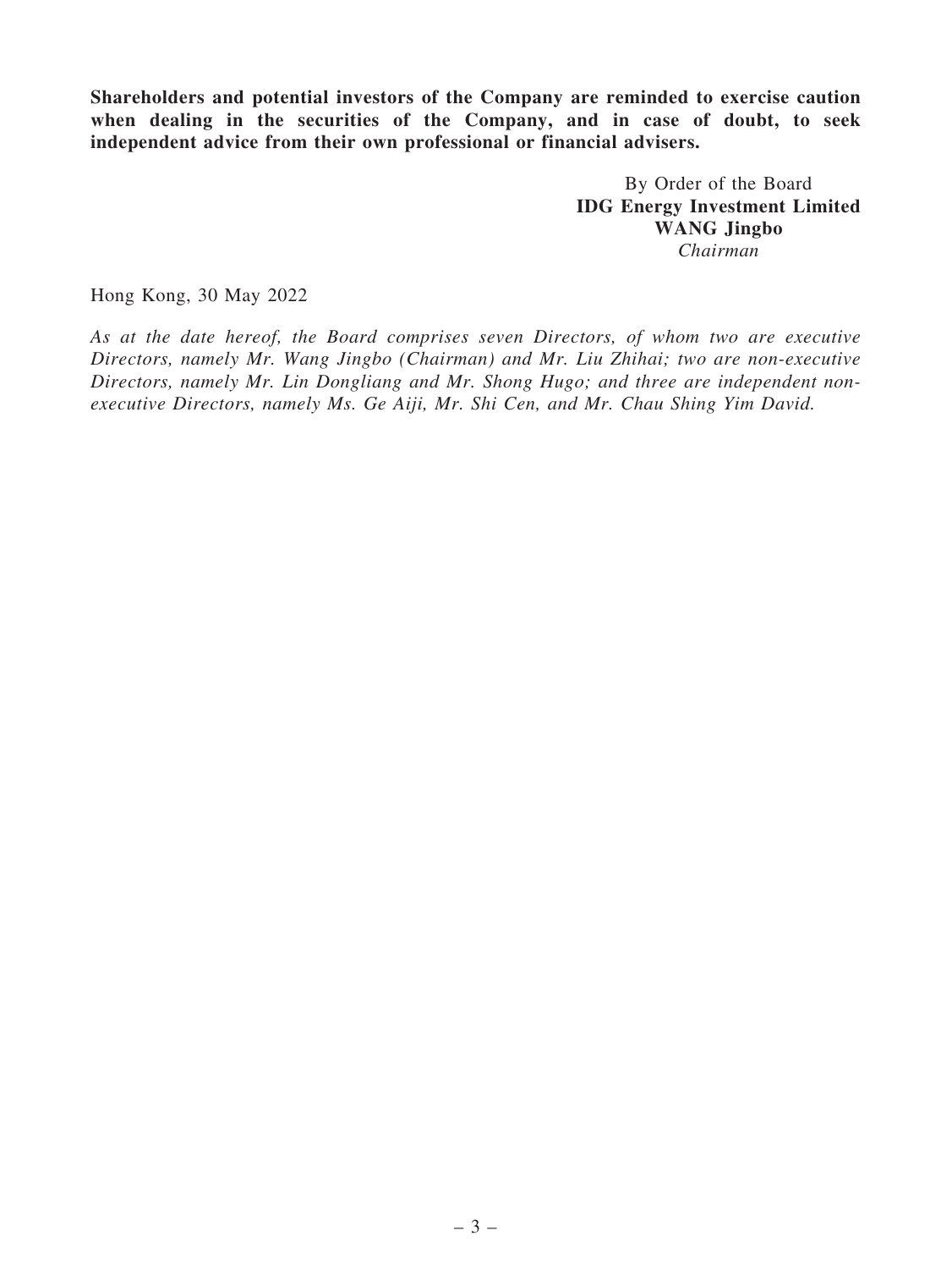**Shareholders and potential investors of the Company are reminded to exercise caution when dealing in the securities of the Company, and in case of doubt, to seek independent advice from their own professional or financial advisers.**

By Order of the Board
**IDG Energy Investment Limited**
**WANG Jingbo**
*Chairman*

Hong Kong, 30 May 2022

*As at the date hereof, the Board comprises seven Directors, of whom two are executive Directors, namely Mr. Wang Jingbo (Chairman) and Mr. Liu Zhihai; two are non-executive Directors, namely Mr. Lin Dongliang and Mr. Shong Hugo; and three are independent non-executive Directors, namely Ms. Ge Aiji, Mr. Shi Cen, and Mr. Chau Shing Yim David.*